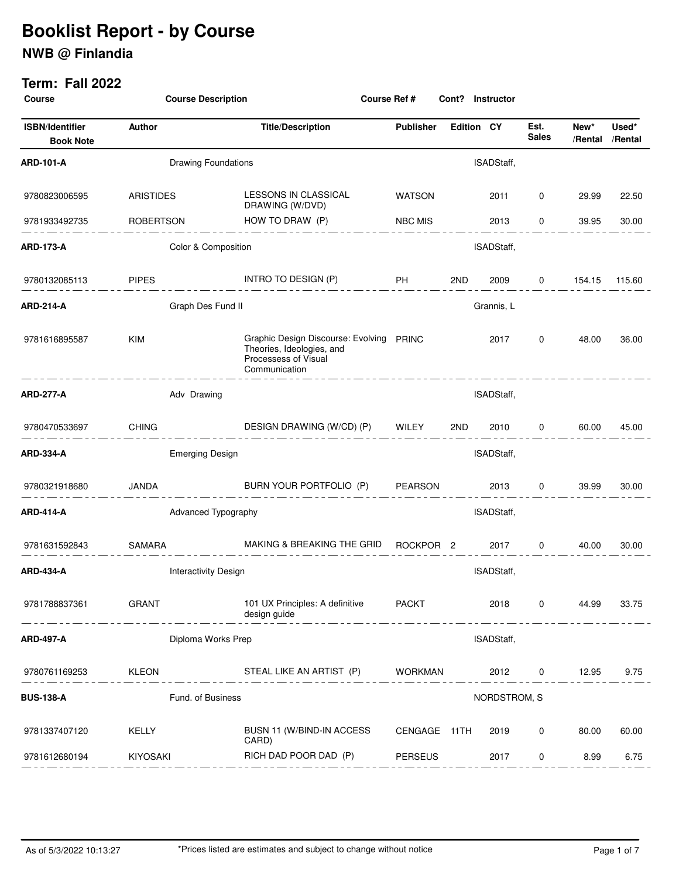# Booklist Report - by Course

## NWB @ Finlandia

### Term: Fall 2022

| Course | Course Description | Course Ref # | Cont? | Instructor | | | | |
|---|---|---|---|---|---|---|---|---|
| **ISBN/Identifier Book Note** | **Author** | **Title/Description** | **Publisher** | **Edition** | **CY** | **Est. Sales** | **New* /Rental** | **Used* /Rental** |
| **ARD-101-A** | Drawing Foundations | | | ISADStaff, | | | | |
| 9780823006595 | ARISTIDES | LESSONS IN CLASSICAL DRAWING (W/DVD) | WATSON | | 2011 | 0 | 29.99 | 22.50 |
| 9781933492735 | ROBERTSON | HOW TO DRAW (P) | NBC MIS | | 2013 | 0 | 39.95 | 30.00 |
| **ARD-173-A** | Color & Composition | | | ISADStaff, | | | | |
| 9780132085113 | PIPES | INTRO TO DESIGN (P) | PH | 2ND | 2009 | 0 | 154.15 | 115.60 |
| **ARD-214-A** | Graph Des Fund II | | | Grannis, L | | | | |
| 9781616895587 | KIM | Graphic Design Discourse: Evolving Theories, Ideologies, and Processess of Visual Communication | PRINC | | 2017 | 0 | 48.00 | 36.00 |
| **ARD-277-A** | Adv Drawing | | | ISADStaff, | | | | |
| 9780470533697 | CHING | DESIGN DRAWING (W/CD) (P) | WILEY | 2ND | 2010 | 0 | 60.00 | 45.00 |
| **ARD-334-A** | Emerging Design | | | ISADStaff, | | | | |
| 9780321918680 | JANDA | BURN YOUR PORTFOLIO (P) | PEARSON | | 2013 | 0 | 39.99 | 30.00 |
| **ARD-414-A** | Advanced Typography | | | ISADStaff, | | | | |
| 9781631592843 | SAMARA | MAKING & BREAKING THE GRID | ROCKPOR | 2 | 2017 | 0 | 40.00 | 30.00 |
| **ARD-434-A** | Interactivity Design | | | ISADStaff, | | | | |
| 9781788837361 | GRANT | 101 UX Principles: A definitive design guide | PACKT | | 2018 | 0 | 44.99 | 33.75 |
| **ARD-497-A** | Diploma Works Prep | | | ISADStaff, | | | | |
| 9780761169253 | KLEON | STEAL LIKE AN ARTIST (P) | WORKMAN | | 2012 | 0 | 12.95 | 9.75 |
| **BUS-138-A** | Fund. of Business | | | NORDSTROM, S | | | | |
| 9781337407120 | KELLY | BUSN 11 (W/BIND-IN ACCESS CARD) | CENGAGE | 11TH | 2019 | 0 | 80.00 | 60.00 |
| 9781612680194 | KIYOSAKI | RICH DAD POOR DAD (P) | PERSEUS | | 2017 | 0 | 8.99 | 6.75 |

As of 5/3/2022 10:13:27 — *Prices listed are estimates and subject to change without notice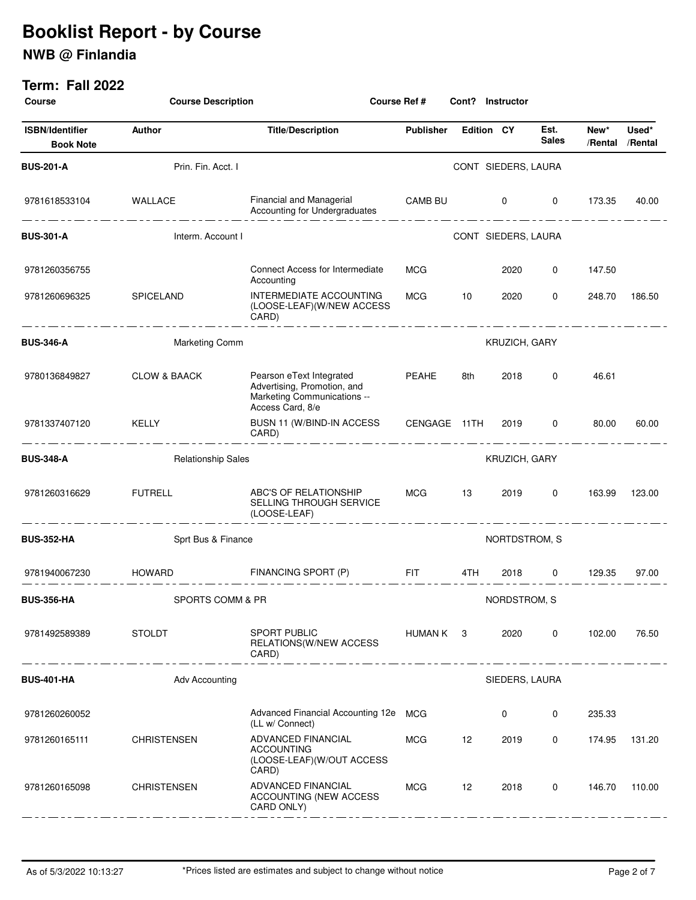# Booklist Report - by Course

## NWB @ Finlandia

### Term: Fall 2022

| Course | Course Description | | Course Ref # | Cont? | Instructor | | | |
|---|---|---|---|---|---|---|---|---|
| **ISBN/Identifier** **Book Note** | **Author** | **Title/Description** | **Publisher** | **Edition** | **CY** | **Est. Sales** | **New\* /Rental** | **Used\* /Rental** |
| **BUS-201-A** | Prin. Fin. Acct. I | | | CONT | SIEDERS, LAURA | | | |
| 9781618533104 | WALLACE | Financial and Managerial Accounting for Undergraduates | CAMB BU | | 0 | 0 | 173.35 | 40.00 |
| **BUS-301-A** | Interm. Account I | | | CONT | SIEDERS, LAURA | | | |
| 9781260356755 | | Connect Access for Intermediate Accounting | MCG | | 2020 | 0 | 147.50 | |
| 9781260696325 | SPICELAND | INTERMEDIATE ACCOUNTING (LOOSE-LEAF)(W/NEW ACCESS CARD) | MCG | 10 | 2020 | 0 | 248.70 | 186.50 |
| **BUS-346-A** | Marketing Comm | | | | KRUZICH, GARY | | | |
| 9780136849827 | CLOW & BAACK | Pearson eText Integrated Advertising, Promotion, and Marketing Communications -- Access Card, 8/e | PEAHE | 8th | 2018 | 0 | 46.61 | |
| 9781337407120 | KELLY | BUSN 11 (W/BIND-IN ACCESS CARD) | CENGAGE | 11TH | 2019 | 0 | 80.00 | 60.00 |
| **BUS-348-A** | Relationship Sales | | | | KRUZICH, GARY | | | |
| 9781260316629 | FUTRELL | ABC'S OF RELATIONSHIP SELLING THROUGH SERVICE (LOOSE-LEAF) | MCG | 13 | 2019 | 0 | 163.99 | 123.00 |
| **BUS-352-HA** | Sprt Bus & Finance | | | | NORTDSTROM, S | | | |
| 9781940067230 | HOWARD | FINANCING SPORT (P) | FIT | 4TH | 2018 | 0 | 129.35 | 97.00 |
| **BUS-356-HA** | SPORTS COMM & PR | | | | NORDSTROM, S | | | |
| 9781492589389 | STOLDT | SPORT PUBLIC RELATIONS(W/NEW ACCESS CARD) | HUMAN K | 3 | 2020 | 0 | 102.00 | 76.50 |
| **BUS-401-HA** | Adv Accounting | | | | SIEDERS, LAURA | | | |
| 9781260260052 | | Advanced Financial Accounting 12e (LL w/ Connect) | MCG | | 0 | 0 | 235.33 | |
| 9781260165111 | CHRISTENSEN | ADVANCED FINANCIAL ACCOUNTING (LOOSE-LEAF)(W/OUT ACCESS CARD) | MCG | 12 | 2019 | 0 | 174.95 | 131.20 |
| 9781260165098 | CHRISTENSEN | ADVANCED FINANCIAL ACCOUNTING (NEW ACCESS CARD ONLY) | MCG | 12 | 2018 | 0 | 146.70 | 110.00 |

As of 5/3/2022 10:13:27 — \*Prices listed are estimates and subject to change without notice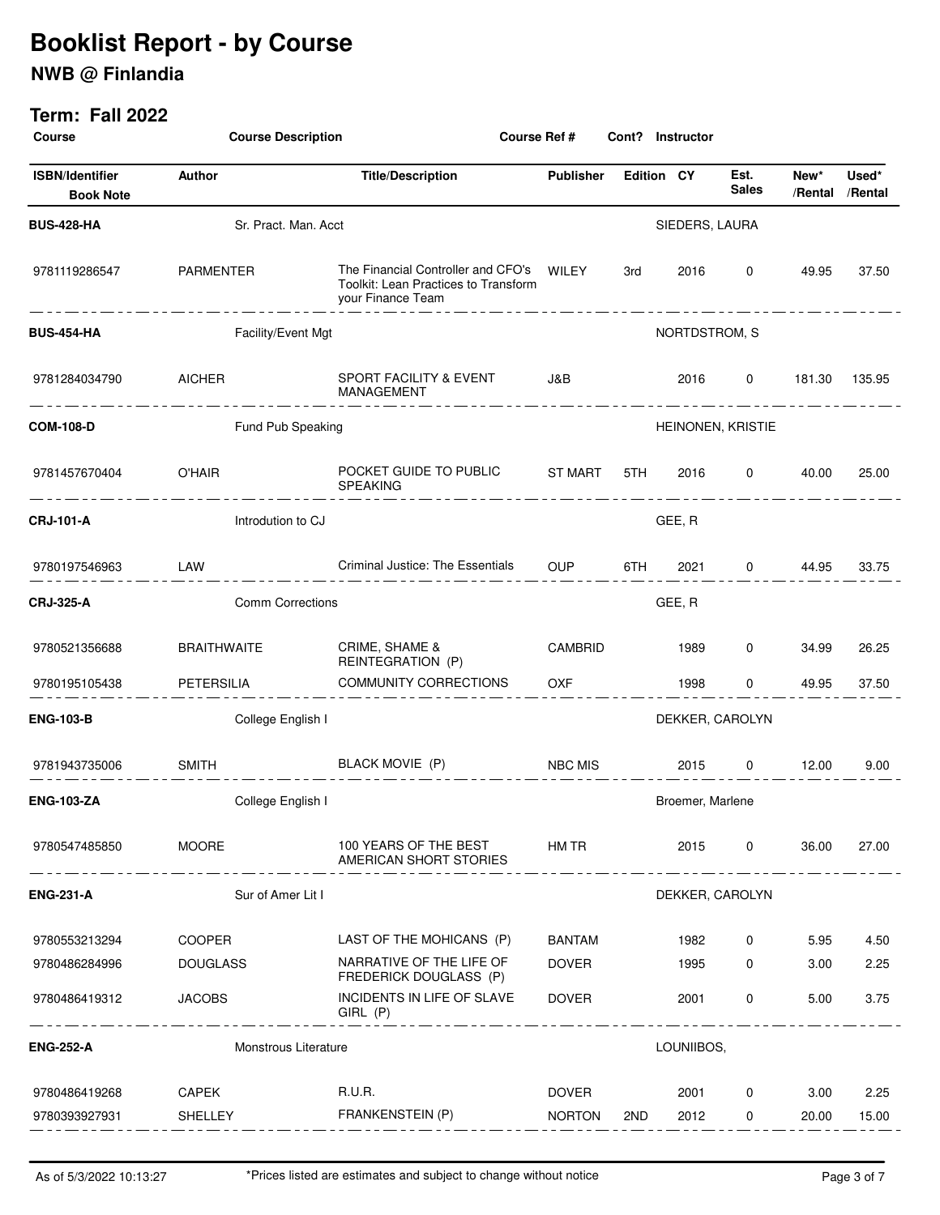# Booklist Report - by Course

## NWB @ Finlandia

### Term: Fall 2022

| Course | Course Description | Course Ref # | Cont? | Instructor | | | | |
|---|---|---|---|---|---|---|---|---|
| **ISBN/Identifier** / **Book Note** | **Author** | **Title/Description** | **Publisher** | **Edition** | **CY** | **Est. Sales** | **New\* /Rental** | **Used\* /Rental** |
| **BUS-428-HA** | Sr. Pract. Man. Acct | | | SIEDERS, LAURA | | | | |
| 9781119286547 | PARMENTER | The Financial Controller and CFO's Toolkit: Lean Practices to Transform your Finance Team | WILEY | 3rd | 2016 | 0 | 49.95 | 37.50 |
| **BUS-454-HA** | Facility/Event Mgt | | | NORTDSTROM, S | | | | |
| 9781284034790 | AICHER | SPORT FACILITY & EVENT MANAGEMENT | J&B | | 2016 | 0 | 181.30 | 135.95 |
| **COM-108-D** | Fund Pub Speaking | | | HEINONEN, KRISTIE | | | | |
| 9781457670404 | O'HAIR | POCKET GUIDE TO PUBLIC SPEAKING | ST MART | 5TH | 2016 | 0 | 40.00 | 25.00 |
| **CRJ-101-A** | Introdution to CJ | | | GEE, R | | | | |
| 9780197546963 | LAW | Criminal Justice: The Essentials | OUP | 6TH | 2021 | 0 | 44.95 | 33.75 |
| **CRJ-325-A** | Comm Corrections | | | GEE, R | | | | |
| 9780521356688 | BRAITHWAITE | CRIME, SHAME & REINTEGRATION (P) | CAMBRID | | 1989 | 0 | 34.99 | 26.25 |
| 9780195105438 | PETERSILIA | COMMUNITY CORRECTIONS | OXF | | 1998 | 0 | 49.95 | 37.50 |
| **ENG-103-B** | College English I | | | DEKKER, CAROLYN | | | | |
| 9781943735006 | SMITH | BLACK MOVIE (P) | NBC MIS | | 2015 | 0 | 12.00 | 9.00 |
| **ENG-103-ZA** | College English I | | | Broemer, Marlene | | | | |
| 9780547485850 | MOORE | 100 YEARS OF THE BEST AMERICAN SHORT STORIES | HM TR | | 2015 | 0 | 36.00 | 27.00 |
| **ENG-231-A** | Sur of Amer Lit I | | | DEKKER, CAROLYN | | | | |
| 9780553213294 | COOPER | LAST OF THE MOHICANS (P) | BANTAM | | 1982 | 0 | 5.95 | 4.50 |
| 9780486284996 | DOUGLASS | NARRATIVE OF THE LIFE OF FREDERICK DOUGLASS (P) | DOVER | | 1995 | 0 | 3.00 | 2.25 |
| 9780486419312 | JACOBS | INCIDENTS IN LIFE OF SLAVE GIRL (P) | DOVER | | 2001 | 0 | 5.00 | 3.75 |
| **ENG-252-A** | Monstrous Literature | | | LOUNIIBOS, | | | | |
| 9780486419268 | CAPEK | R.U.R. | DOVER | | 2001 | 0 | 3.00 | 2.25 |
| 9780393927931 | SHELLEY | FRANKENSTEIN (P) | NORTON | 2ND | 2012 | 0 | 20.00 | 15.00 |

As of 5/3/2022 10:13:27 — \*Prices listed are estimates and subject to change without notice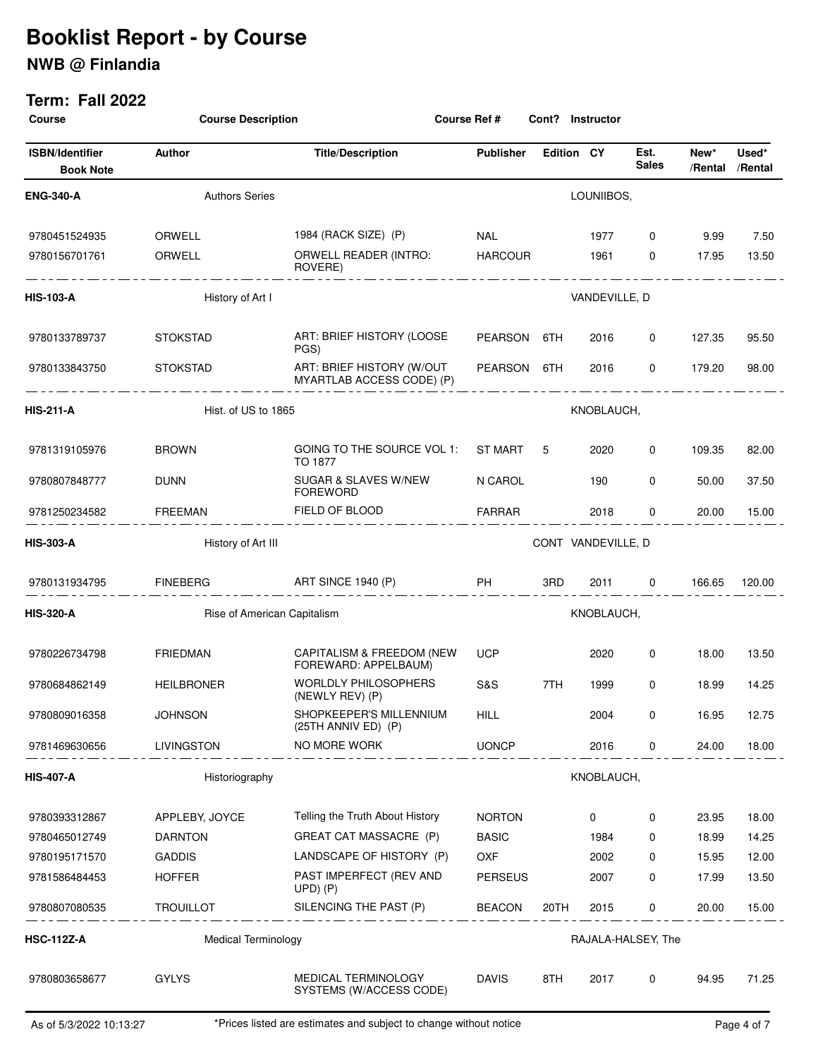# Booklist Report - by Course

## NWB @ Finlandia

### Term: Fall 2022

| Course | Course Description | Course Ref # | Cont? | Instructor | | | | |
|---|---|---|---|---|---|---|---|---|
| **ISBN/Identifier** / **Book Note** | **Author** | **Title/Description** | **Publisher** | **Edition** | **CY** | **Est. Sales** | **New\* /Rental** | **Used\* /Rental** |
| **ENG-340-A** | Authors Series | | | LOUNIIBOS, | | | | |
| 9780451524935 | ORWELL | 1984 (RACK SIZE) (P) | NAL | | 1977 | 0 | 9.99 | 7.50 |
| 9780156701761 | ORWELL | ORWELL READER (INTRO: ROVERE) | HARCOUR | | 1961 | 0 | 17.95 | 13.50 |
| **HIS-103-A** | History of Art I | | | VANDEVILLE, D | | | | |
| 9780133789737 | STOKSTAD | ART: BRIEF HISTORY (LOOSE PGS) | PEARSON | 6TH | 2016 | 0 | 127.35 | 95.50 |
| 9780133843750 | STOKSTAD | ART: BRIEF HISTORY (W/OUT MYARTLAB ACCESS CODE) (P) | PEARSON | 6TH | 2016 | 0 | 179.20 | 98.00 |
| **HIS-211-A** | Hist. of US to 1865 | | | KNOBLAUCH, | | | | |
| 9781319105976 | BROWN | GOING TO THE SOURCE VOL 1: TO 1877 | ST MART | 5 | 2020 | 0 | 109.35 | 82.00 |
| 9780807848777 | DUNN | SUGAR & SLAVES W/NEW FOREWORD | N CAROL | | 190 | 0 | 50.00 | 37.50 |
| 9781250234582 | FREEMAN | FIELD OF BLOOD | FARRAR | | 2018 | 0 | 20.00 | 15.00 |
| **HIS-303-A** | History of Art III | | CONT | VANDEVILLE, D | | | | |
| 9780131934795 | FINEBERG | ART SINCE 1940 (P) | PH | 3RD | 2011 | 0 | 166.65 | 120.00 |
| **HIS-320-A** | Rise of American Capitalism | | | KNOBLAUCH, | | | | |
| 9780226734798 | FRIEDMAN | CAPITALISM & FREEDOM (NEW FOREWARD: APPELBAUM) | UCP | | 2020 | 0 | 18.00 | 13.50 |
| 9780684862149 | HEILBRONER | WORLDLY PHILOSOPHERS (NEWLY REV) (P) | S&S | 7TH | 1999 | 0 | 18.99 | 14.25 |
| 9780809016358 | JOHNSON | SHOPKEEPER'S MILLENNIUM (25TH ANNIV ED) (P) | HILL | | 2004 | 0 | 16.95 | 12.75 |
| 9781469630656 | LIVINGSTON | NO MORE WORK | UONCP | | 2016 | 0 | 24.00 | 18.00 |
| **HIS-407-A** | Historiography | | | KNOBLAUCH, | | | | |
| 9780393312867 | APPLEBY, JOYCE | Telling the Truth About History | NORTON | | 0 | 0 | 23.95 | 18.00 |
| 9780465012749 | DARNTON | GREAT CAT MASSACRE (P) | BASIC | | 1984 | 0 | 18.99 | 14.25 |
| 9780195171570 | GADDIS | LANDSCAPE OF HISTORY (P) | OXF | | 2002 | 0 | 15.95 | 12.00 |
| 9781586484453 | HOFFER | PAST IMPERFECT (REV AND UPD) (P) | PERSEUS | | 2007 | 0 | 17.99 | 13.50 |
| 9780807080535 | TROUILLOT | SILENCING THE PAST (P) | BEACON | 20TH | 2015 | 0 | 20.00 | 15.00 |
| **HSC-112Z-A** | Medical Terminology | | | RAJALA-HALSEY, The | | | | |
| 9780803658677 | GYLYS | MEDICAL TERMINOLOGY SYSTEMS (W/ACCESS CODE) | DAVIS | 8TH | 2017 | 0 | 94.95 | 71.25 |

As of 5/3/2022 10:13:27 — \*Prices listed are estimates and subject to change without notice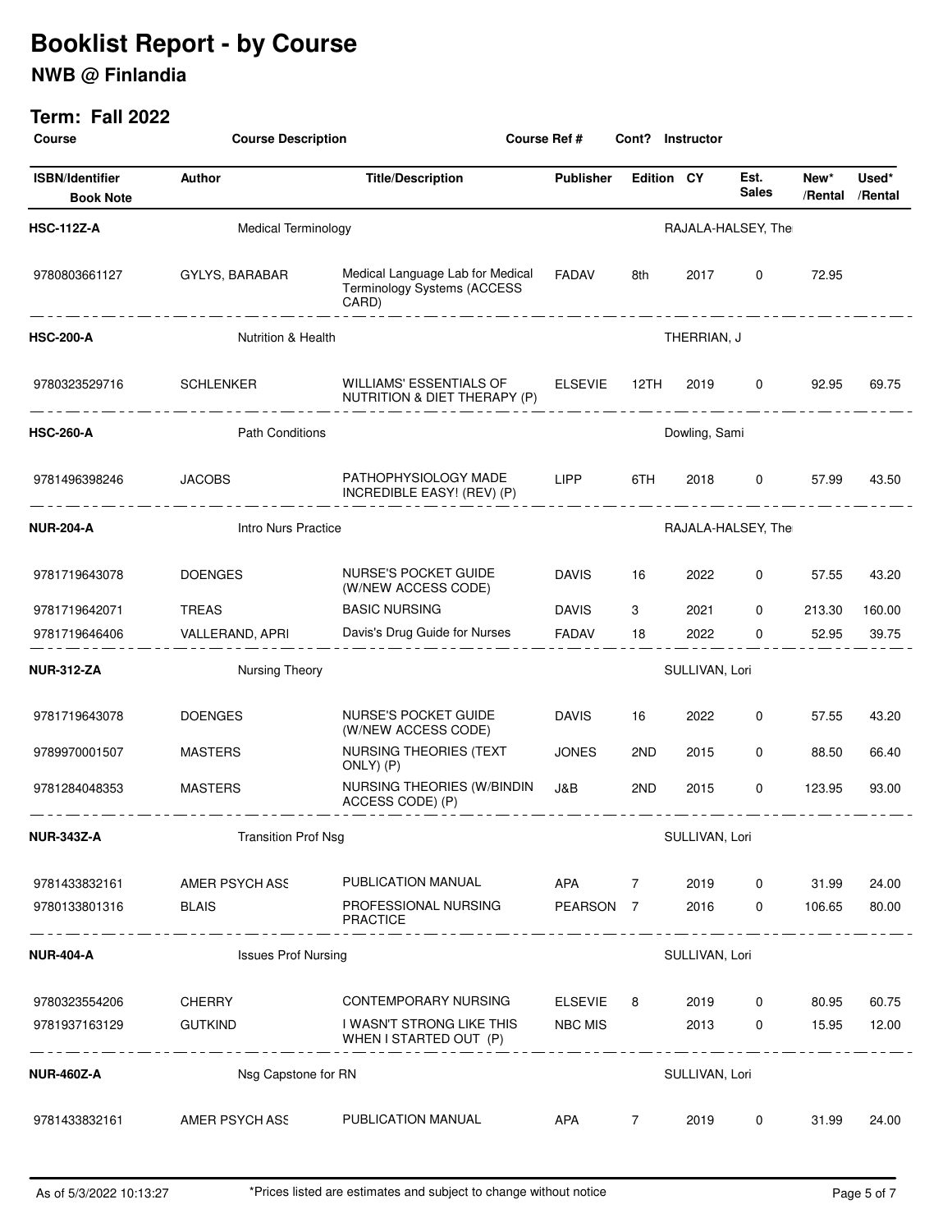# Booklist Report - by Course

## NWB @ Finlandia

### Term: Fall 2022

| Course | Course Description | Course Ref # | Cont? | Instructor | | | | |
|---|---|---|---|---|---|---|---|---|
| **ISBN/Identifier** / **Book Note** | **Author** | **Title/Description** | **Publisher** | **Edition** | **CY** | **Est. Sales** | **New* /Rental** | **Used* /Rental** |
| **HSC-112Z-A** | Medical Terminology | | | RAJALA-HALSEY, The | | | | |
| 9780803661127 | GYLYS, BARABAR | Medical Language Lab for Medical Terminology Systems (ACCESS CARD) | FADAV | 8th | 2017 | 0 | 72.95 | |
| **HSC-200-A** | Nutrition & Health | | | THERRIAN, J | | | | |
| 9780323529716 | SCHLENKER | WILLIAMS' ESSENTIALS OF NUTRITION & DIET THERAPY (P) | ELSEVIE | 12TH | 2019 | 0 | 92.95 | 69.75 |
| **HSC-260-A** | Path Conditions | | | Dowling, Sami | | | | |
| 9781496398246 | JACOBS | PATHOPHYSIOLOGY MADE INCREDIBLE EASY! (REV) (P) | LIPP | 6TH | 2018 | 0 | 57.99 | 43.50 |
| **NUR-204-A** | Intro Nurs Practice | | | RAJALA-HALSEY, The | | | | |
| 9781719643078 | DOENGES | NURSE'S POCKET GUIDE (W/NEW ACCESS CODE) | DAVIS | 16 | 2022 | 0 | 57.55 | 43.20 |
| 9781719642071 | TREAS | BASIC NURSING | DAVIS | 3 | 2021 | 0 | 213.30 | 160.00 |
| 9781719646406 | VALLERAND, APRI | Davis's Drug Guide for Nurses | FADAV | 18 | 2022 | 0 | 52.95 | 39.75 |
| **NUR-312-ZA** | Nursing Theory | | | SULLIVAN, Lori | | | | |
| 9781719643078 | DOENGES | NURSE'S POCKET GUIDE (W/NEW ACCESS CODE) | DAVIS | 16 | 2022 | 0 | 57.55 | 43.20 |
| 9789970001507 | MASTERS | NURSING THEORIES (TEXT ONLY) (P) | JONES | 2ND | 2015 | 0 | 88.50 | 66.40 |
| 9781284048353 | MASTERS | NURSING THEORIES (W/BINDIN ACCESS CODE) (P) | J&B | 2ND | 2015 | 0 | 123.95 | 93.00 |
| **NUR-343Z-A** | Transition Prof Nsg | | | SULLIVAN, Lori | | | | |
| 9781433832161 | AMER PSYCH ASS | PUBLICATION MANUAL | APA | 7 | 2019 | 0 | 31.99 | 24.00 |
| 9780133801316 | BLAIS | PROFESSIONAL NURSING PRACTICE | PEARSON | 7 | 2016 | 0 | 106.65 | 80.00 |
| **NUR-404-A** | Issues Prof Nursing | | | SULLIVAN, Lori | | | | |
| 9780323554206 | CHERRY | CONTEMPORARY NURSING | ELSEVIE | 8 | 2019 | 0 | 80.95 | 60.75 |
| 9781937163129 | GUTKIND | I WASN'T STRONG LIKE THIS WHEN I STARTED OUT (P) | NBC MIS | | 2013 | 0 | 15.95 | 12.00 |
| **NUR-460Z-A** | Nsg Capstone for RN | | | SULLIVAN, Lori | | | | |
| 9781433832161 | AMER PSYCH ASS | PUBLICATION MANUAL | APA | 7 | 2019 | 0 | 31.99 | 24.00 |

As of 5/3/2022 10:13:27

*Prices listed are estimates and subject to change without notice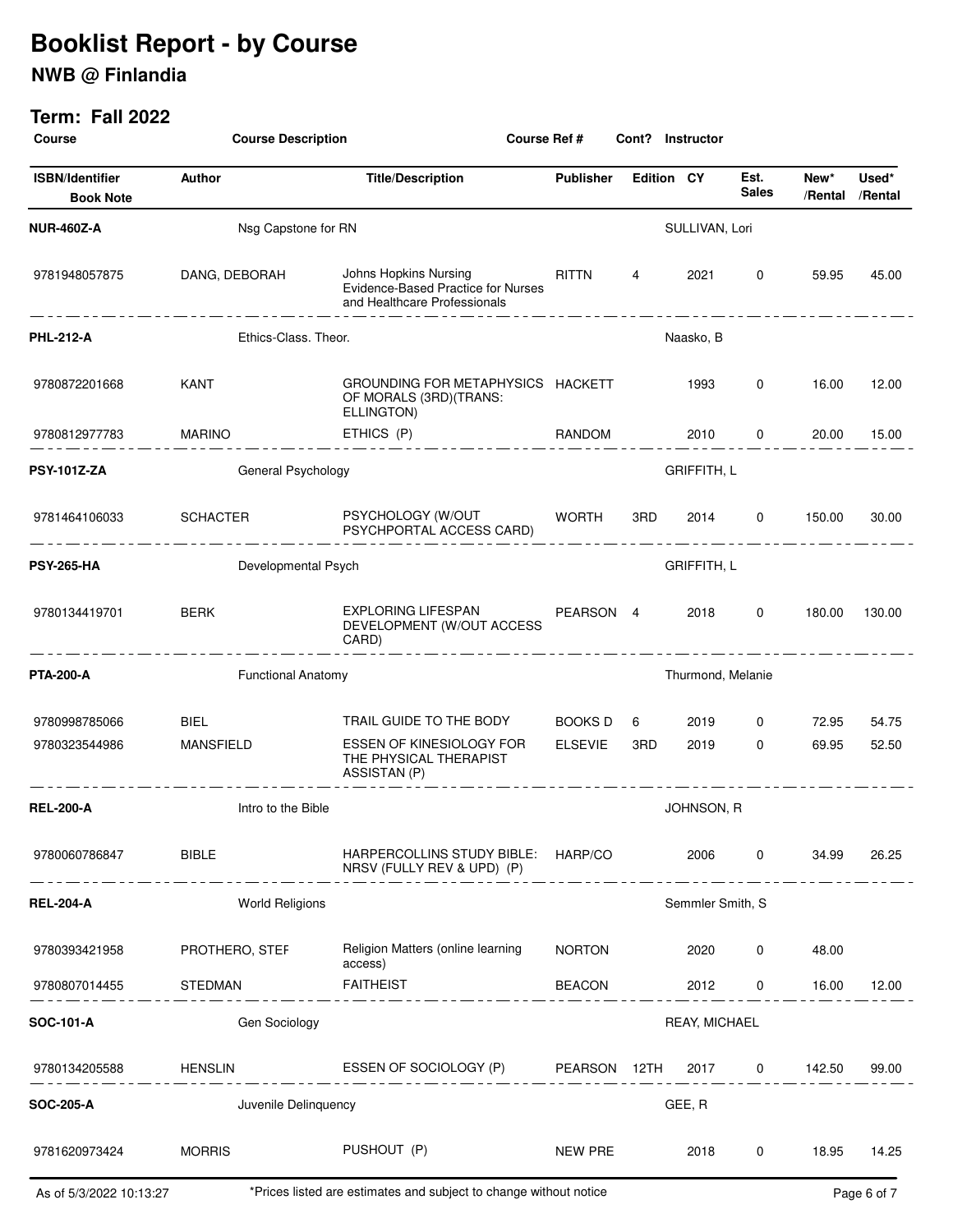# Booklist Report - by Course

## NWB @ Finlandia

### Term: Fall 2022

| Course | Course Description | Course Ref # | Cont? | Instructor | | | | |
|---|---|---|---|---|---|---|---|---|
| **ISBN/Identifier / Book Note** | **Author** | **Title/Description** | **Publisher** | **Edition** | **CY** | **Est. Sales** | **New* /Rental** | **Used* /Rental** |
| **NUR-460Z-A** | Nsg Capstone for RN | | | SULLIVAN, Lori | | | | |
| 9781948057875 | DANG, DEBORAH | Johns Hopkins Nursing Evidence-Based Practice for Nurses and Healthcare Professionals | RITTN | 4 | 2021 | 0 | 59.95 | 45.00 |
| **PHL-212-A** | Ethics-Class. Theor. | | | Naasko, B | | | | |
| 9780872201668 | KANT | GROUNDING FOR METAPHYSICS OF MORALS (3RD)(TRANS: ELLINGTON) | HACKETT | | 1993 | 0 | 16.00 | 12.00 |
| 9780812977783 | MARINO | ETHICS (P) | RANDOM | | 2010 | 0 | 20.00 | 15.00 |
| **PSY-101Z-ZA** | General Psychology | | | GRIFFITH, L | | | | |
| 9781464106033 | SCHACTER | PSYCHOLOGY (W/OUT PSYCHPORTAL ACCESS CARD) | WORTH | 3RD | 2014 | 0 | 150.00 | 30.00 |
| **PSY-265-HA** | Developmental Psych | | | GRIFFITH, L | | | | |
| 9780134419701 | BERK | EXPLORING LIFESPAN DEVELOPMENT (W/OUT ACCESS CARD) | PEARSON | 4 | 2018 | 0 | 180.00 | 130.00 |
| **PTA-200-A** | Functional Anatomy | | | Thurmond, Melanie | | | | |
| 9780998785066 | BIEL | TRAIL GUIDE TO THE BODY | BOOKS D | 6 | 2019 | 0 | 72.95 | 54.75 |
| 9780323544986 | MANSFIELD | ESSEN OF KINESIOLOGY FOR THE PHYSICAL THERAPIST ASSISTAN (P) | ELSEVIE | 3RD | 2019 | 0 | 69.95 | 52.50 |
| **REL-200-A** | Intro to the Bible | | | JOHNSON, R | | | | |
| 9780060786847 | BIBLE | HARPERCOLLINS STUDY BIBLE: NRSV (FULLY REV & UPD) (P) | HARP/CO | | 2006 | 0 | 34.99 | 26.25 |
| **REL-204-A** | World Religions | | | Semmler Smith, S | | | | |
| 9780393421958 | PROTHERO, STEF | Religion Matters (online learning access) | NORTON | | 2020 | 0 | 48.00 | |
| 9780807014455 | STEDMAN | FAITHEIST | BEACON | | 2012 | 0 | 16.00 | 12.00 |
| **SOC-101-A** | Gen Sociology | | | REAY, MICHAEL | | | | |
| 9780134205588 | HENSLIN | ESSEN OF SOCIOLOGY (P) | PEARSON | 12TH | 2017 | 0 | 142.50 | 99.00 |
| **SOC-205-A** | Juvenile Delinquency | | | GEE, R | | | | |
| 9781620973424 | MORRIS | PUSHOUT (P) | NEW PRE | | 2018 | 0 | 18.95 | 14.25 |

As of 5/3/2022 10:13:27

*Prices listed are estimates and subject to change without notice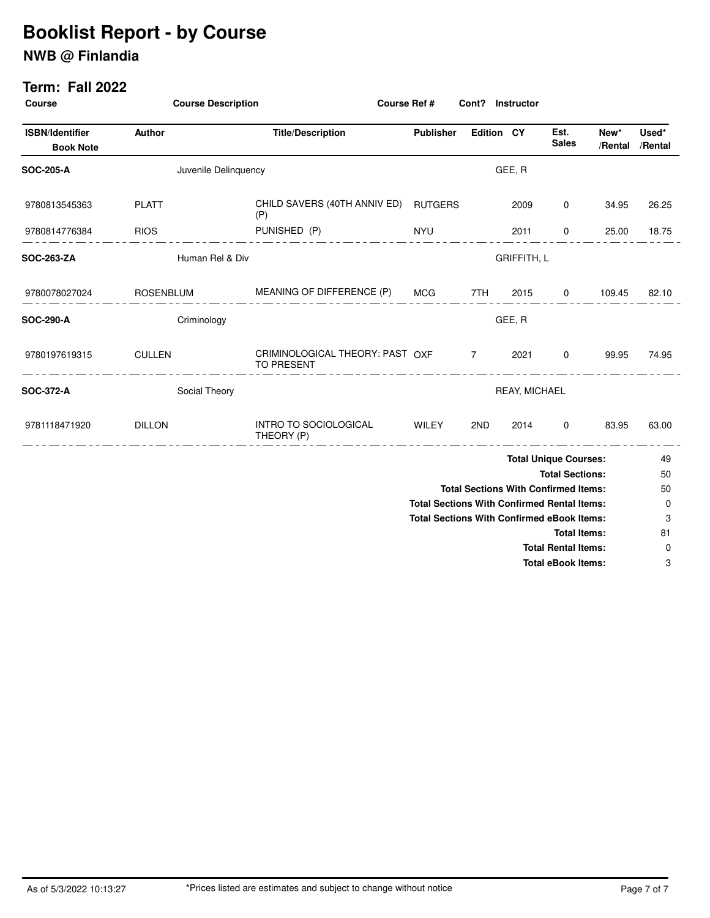# Booklist Report - by Course

## NWB @ Finlandia

### Term: Fall 2022

| Course | Course Description | Course Ref # | Cont? | Instructor | | | | |
|---|---|---|---|---|---|---|---|---|
| **ISBN/Identifier** / **Book Note** | **Author** | **Title/Description** | **Publisher** | **Edition** | **CY** | **Est. Sales** | **New* /Rental** | **Used* /Rental** |
| **SOC-205-A** | Juvenile Delinquency | | | GEE, R | | | | |
| 9780813545363 | PLATT | CHILD SAVERS (40TH ANNIV ED) (P) | RUTGERS | | 2009 | 0 | 34.95 | 26.25 |
| 9780814776384 | RIOS | PUNISHED (P) | NYU | | 2011 | 0 | 25.00 | 18.75 |
| **SOC-263-ZA** | Human Rel & Div | | | GRIFFITH, L | | | | |
| 9780078027024 | ROSENBLUM | MEANING OF DIFFERENCE (P) | MCG | 7TH | 2015 | 0 | 109.45 | 82.10 |
| **SOC-290-A** | Criminology | | | GEE, R | | | | |
| 9780197619315 | CULLEN | CRIMINOLOGICAL THEORY: PAST TO PRESENT | OXF | 7 | 2021 | 0 | 99.95 | 74.95 |
| **SOC-372-A** | Social Theory | | | REAY, MICHAEL | | | | |
| 9781118471920 | DILLON | INTRO TO SOCIOLOGICAL THEORY (P) | WILEY | 2ND | 2014 | 0 | 83.95 | 63.00 |

| | |
|---|---|
| **Total Unique Courses:** | 49 |
| **Total Sections:** | 50 |
| **Total Sections With Confirmed Items:** | 50 |
| **Total Sections With Confirmed Rental Items:** | 0 |
| **Total Sections With Confirmed eBook Items:** | 3 |
| **Total Items:** | 81 |
| **Total Rental Items:** | 0 |
| **Total eBook Items:** | 3 |

As of 5/3/2022 10:13:27

*Prices listed are estimates and subject to change without notice